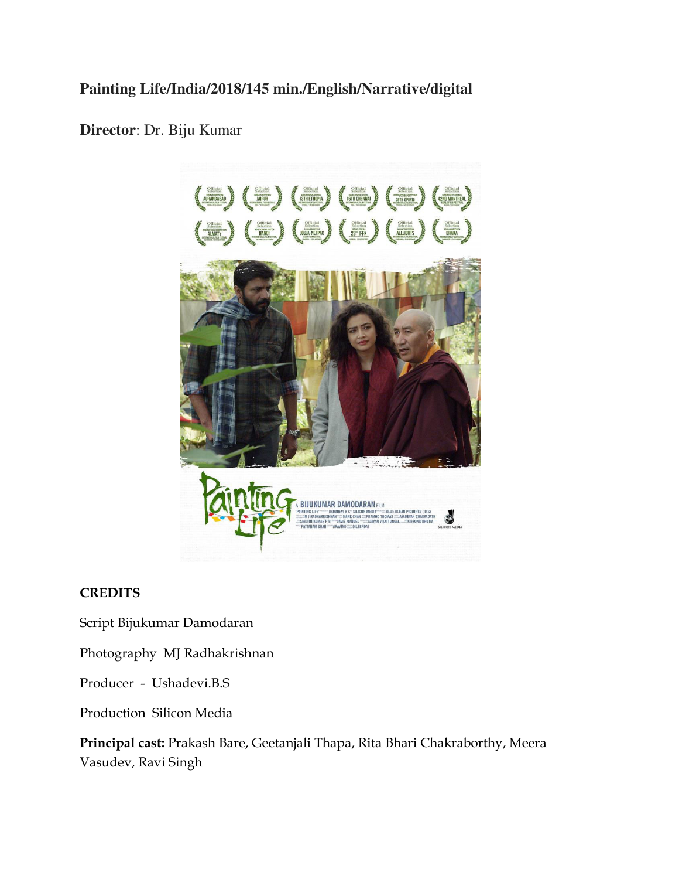**Painting Life/India/2018/145 min./English/Narrative/digital**

**Director**: Dr. Biju Kumar

**CREDITS**

Script Bijukumar Damodaran

Photography MJ Radhakrishnan

Producer - Ushadevi.B.S

Production Silicon Media

**Principal cast:** Prakash Bare, Geetanjali Thapa, Rita Bhari Chakraborthy, Meera Vasudev, Ravi Singh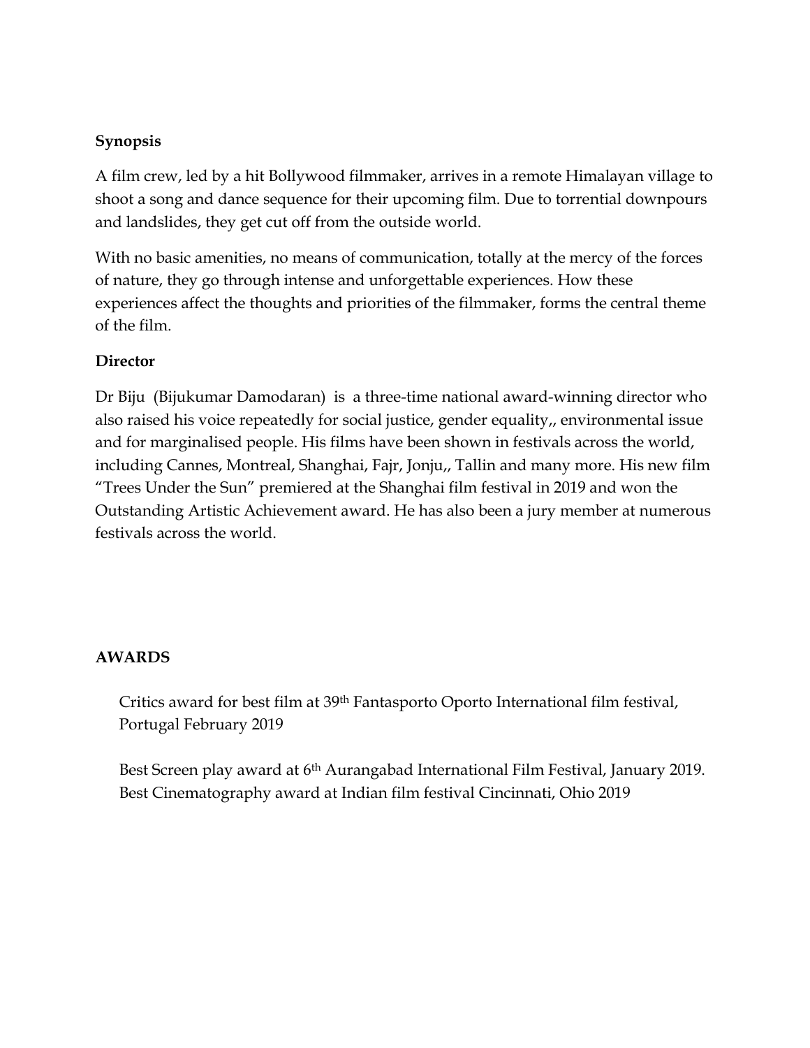**Synopsis**

A film crew, led by a hit Bollywood filmmaker, arrives in a remote Himalayan village to shoot a song and dance sequence for their upcoming film. Due to torrential downpours and landslides, they get cut off from the outside world.

With no basic amenities, no means of communication, totally at the mercy of the forces of nature, they go through intense and unforgettable experiences. How these experiences affect the thoughts and priorities of the filmmaker, forms the central theme of the film.

**Director**

Dr Biju (Bijukumar Damodaran) is a three-time national award-winning director who also raised his voice repeatedly for social justice, gender equality,, environmental issue and for marginalised people. His films have been shown in festivals across the world, including Cannes, Montreal, Shanghai, Fajr, Jonju,, Tallin and many more. His new film “Trees Under the Sun” premiered at the Shanghai film festival in 2019 and won the Outstanding Artistic Achievement award. He has also been a jury member at numerous festivals across the world.

**AWARDS**

Critics award for best film at 39th Fantasporto Oporto International film festival, Portugal February 2019

Best Screen play award at 6th Aurangabad International Film Festival, January 2019.
Best Cinematography award at Indian film festival Cincinnati, Ohio 2019